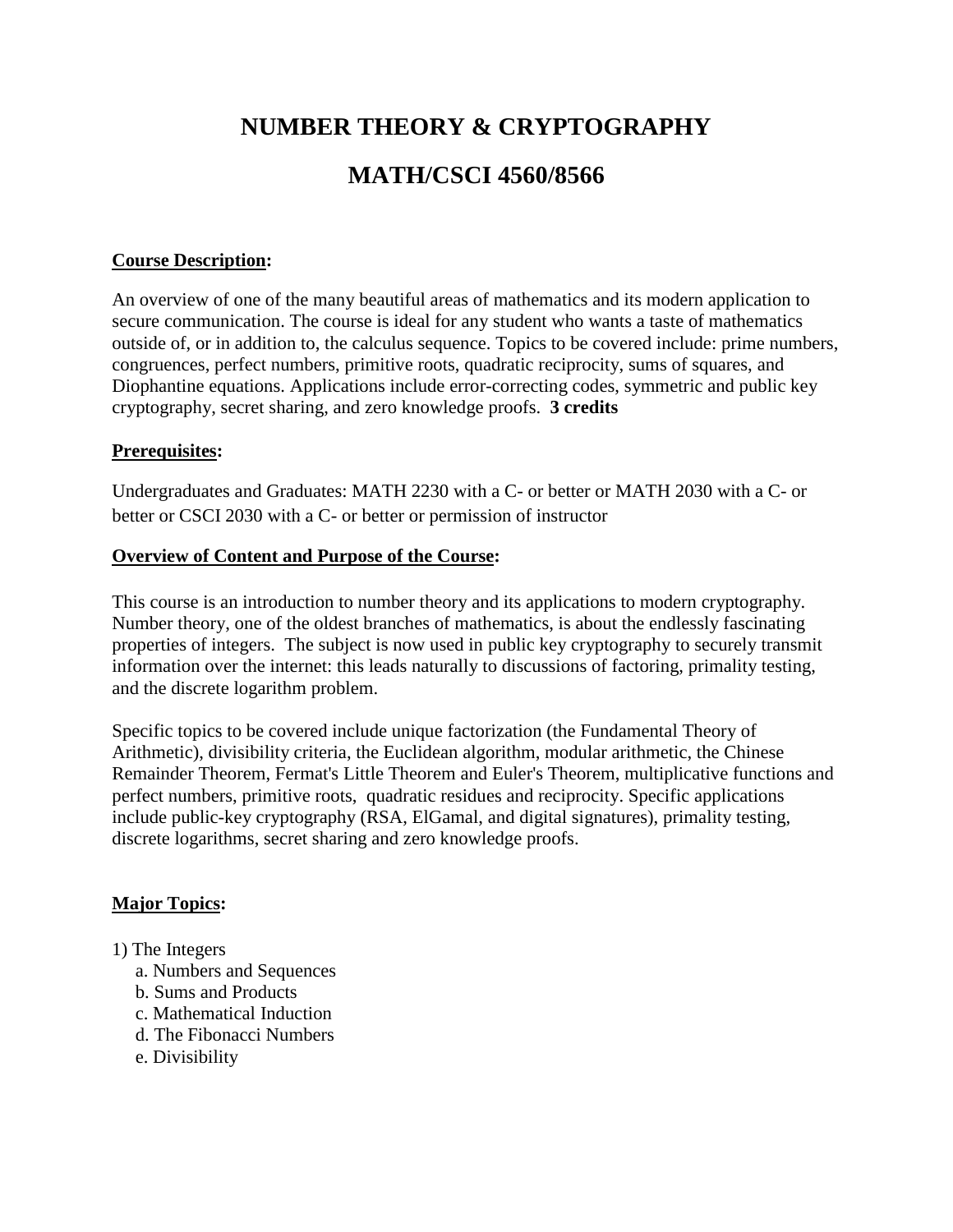# NUMBER THEORY & CRYPTOGRAPHY

# MATH/CSCI 4560/8566

**Course Description:**

An overview of one of the many beautiful areas of mathematics and its modern application to secure communication. The course is ideal for any student who wants a taste of mathematics outside of, or in addition to, the calculus sequence. Topics to be covered include: prime numbers, congruences, perfect numbers, primitive roots, quadratic reciprocity, sums of squares, and Diophantine equations. Applications include error-correcting codes, symmetric and public key cryptography, secret sharing, and zero knowledge proofs. **3 credits**

**Prerequisites:**

Undergraduates and Graduates: MATH 2230 with a C- or better or MATH 2030 with a C- or better or CSCI 2030 with a C- or better or permission of instructor

**Overview of Content and Purpose of the Course:**

This course is an introduction to number theory and its applications to modern cryptography. Number theory, one of the oldest branches of mathematics, is about the endlessly fascinating properties of integers. The subject is now used in public key cryptography to securely transmit information over the internet: this leads naturally to discussions of factoring, primality testing, and the discrete logarithm problem.

Specific topics to be covered include unique factorization (the Fundamental Theory of Arithmetic), divisibility criteria, the Euclidean algorithm, modular arithmetic, the Chinese Remainder Theorem, Fermat's Little Theorem and Euler's Theorem, multiplicative functions and perfect numbers, primitive roots, quadratic residues and reciprocity. Specific applications include public-key cryptography (RSA, ElGamal, and digital signatures), primality testing, discrete logarithms, secret sharing and zero knowledge proofs.

**Major Topics:**

1) The Integers
   a. Numbers and Sequences
   b. Sums and Products
   c. Mathematical Induction
   d. The Fibonacci Numbers
   e. Divisibility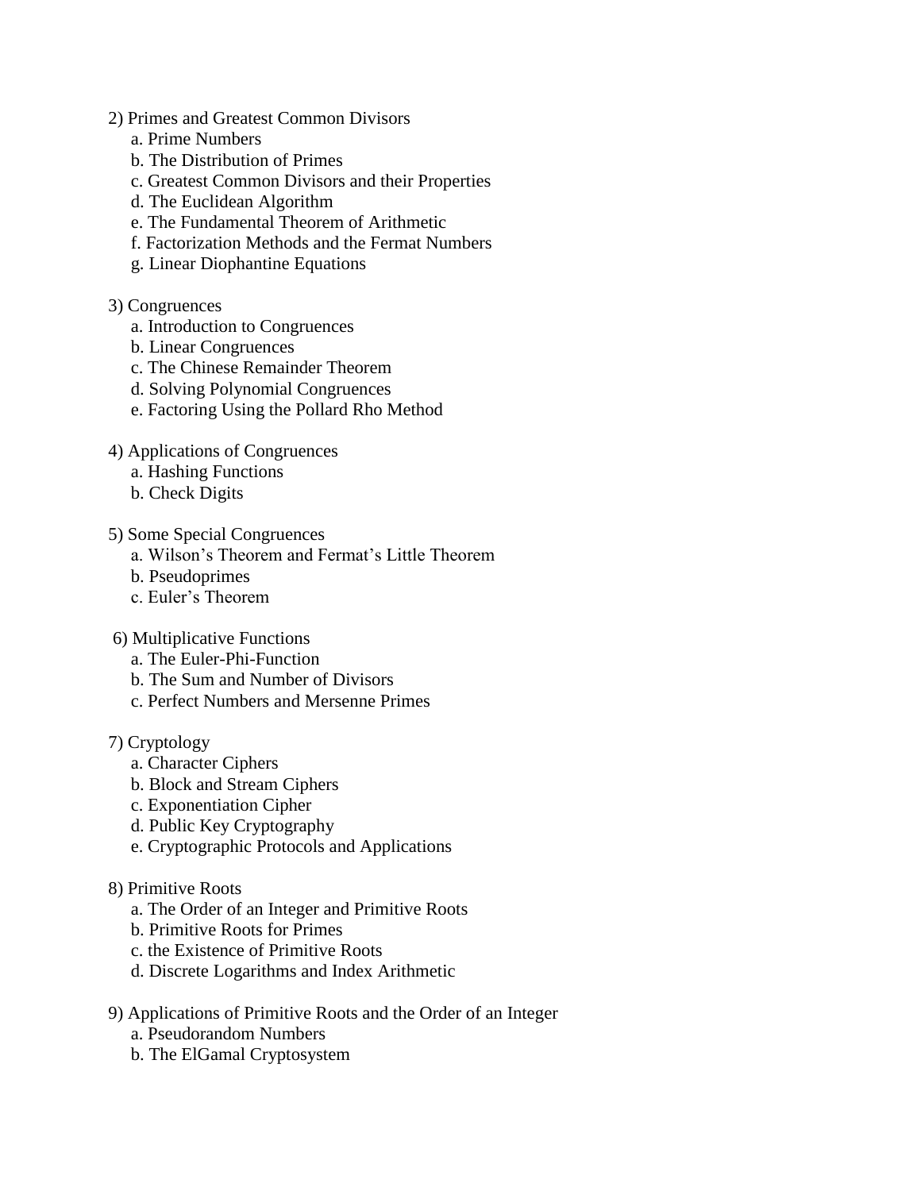2) Primes and Greatest Common Divisors
   - a. Prime Numbers
   - b. The Distribution of Primes
   - c. Greatest Common Divisors and their Properties
   - d. The Euclidean Algorithm
   - e. The Fundamental Theorem of Arithmetic
   - f. Factorization Methods and the Fermat Numbers
   - g. Linear Diophantine Equations

3) Congruences
   - a. Introduction to Congruences
   - b. Linear Congruences
   - c. The Chinese Remainder Theorem
   - d. Solving Polynomial Congruences
   - e. Factoring Using the Pollard Rho Method

4) Applications of Congruences
   - a. Hashing Functions
   - b. Check Digits

5) Some Special Congruences
   - a. Wilson's Theorem and Fermat's Little Theorem
   - b. Pseudoprimes
   - c. Euler's Theorem

6) Multiplicative Functions
   - a. The Euler-Phi-Function
   - b. The Sum and Number of Divisors
   - c. Perfect Numbers and Mersenne Primes

7) Cryptology
   - a. Character Ciphers
   - b. Block and Stream Ciphers
   - c. Exponentiation Cipher
   - d. Public Key Cryptography
   - e. Cryptographic Protocols and Applications

8) Primitive Roots
   - a. The Order of an Integer and Primitive Roots
   - b. Primitive Roots for Primes
   - c. the Existence of Primitive Roots
   - d. Discrete Logarithms and Index Arithmetic

9) Applications of Primitive Roots and the Order of an Integer
   - a. Pseudorandom Numbers
   - b. The ElGamal Cryptosystem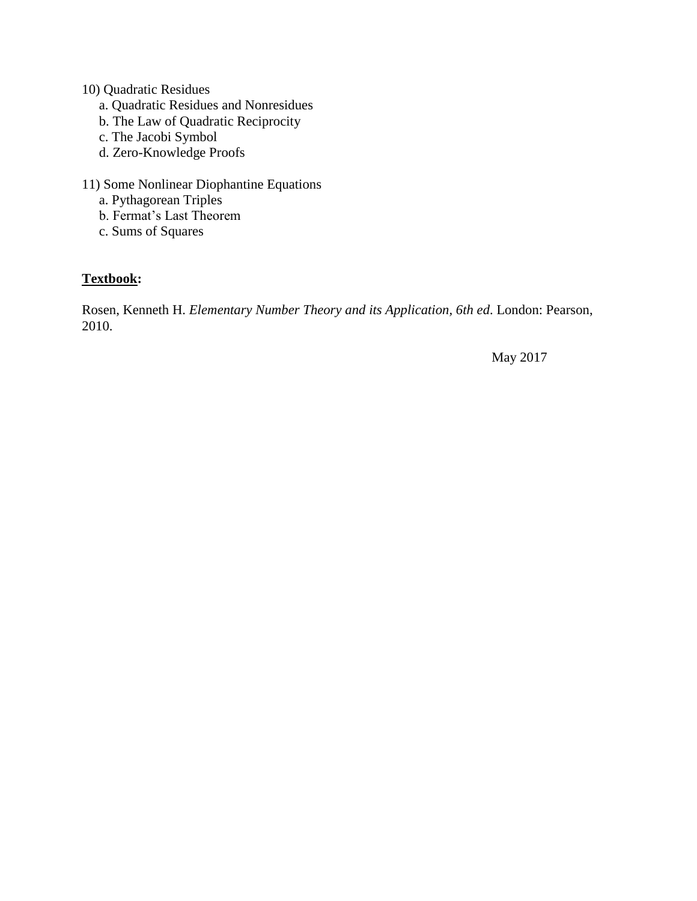10) Quadratic Residues
   a. Quadratic Residues and Nonresidues
   b. The Law of Quadratic Reciprocity
   c. The Jacobi Symbol
   d. Zero-Knowledge Proofs

11) Some Nonlinear Diophantine Equations
   a. Pythagorean Triples
   b. Fermat's Last Theorem
   c. Sums of Squares

**Textbook:**

Rosen, Kenneth H. *Elementary Number Theory and its Application, 6th ed*. London: Pearson, 2010.

May 2017